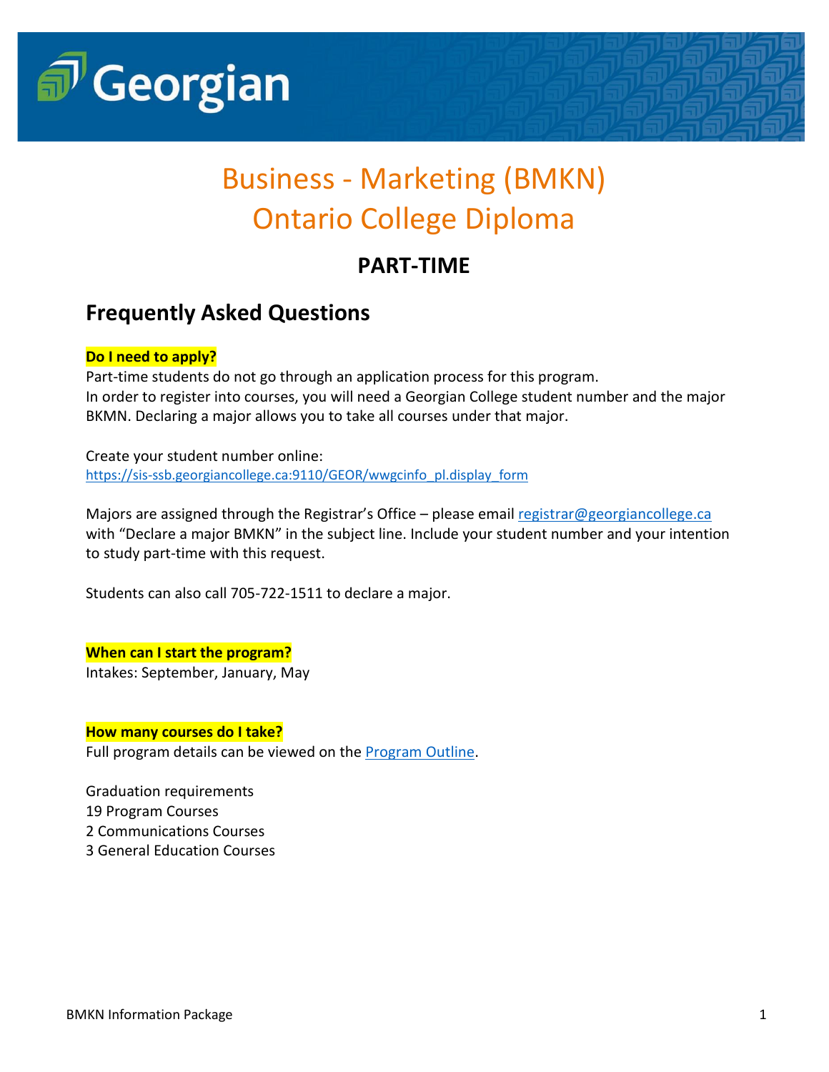Georgian

# Business - Marketing (BMKN) Ontario College Diploma

## PART-TIME

## Frequently Asked Questions

**Do I need to apply?**

Part-time students do not go through an application process for this program.
In order to register into courses, you will need a Georgian College student number and the major BKMN. Declaring a major allows you to take all courses under that major.

Create your student number online:
https://sis-ssb.georgiancollege.ca:9110/GEOR/wwgcinfo_pl.display_form

Majors are assigned through the Registrar's Office – please email registrar@georgiancollege.ca with "Declare a major BMKN" in the subject line. Include your student number and your intention to study part-time with this request.

Students can also call 705-722-1511 to declare a major.

**When can I start the program?**

Intakes: September, January, May

**How many courses do I take?**

Full program details can be viewed on the Program Outline.

Graduation requirements
19 Program Courses
2 Communications Courses
3 General Education Courses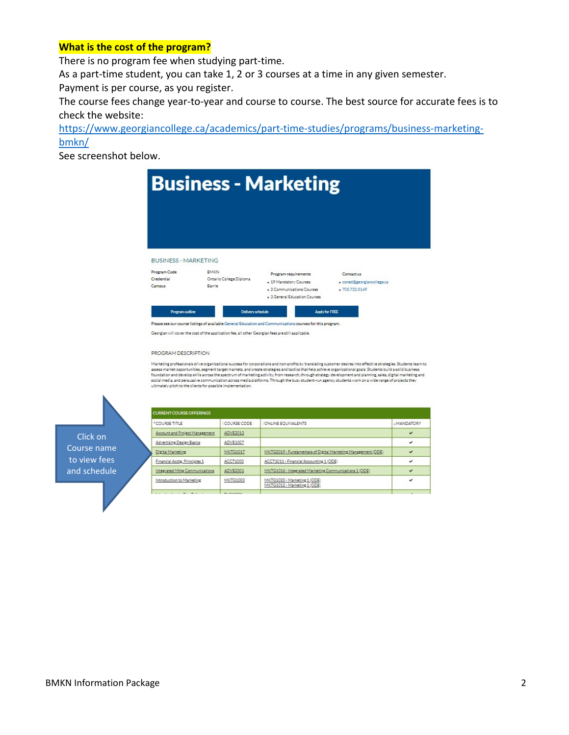**What is the cost of the program?**

There is no program fee when studying part-time.

As a part-time student, you can take 1, 2 or 3 courses at a time in any given semester.

Payment is per course, as you register.

The course fees change year-to-year and course to course. The best source for accurate fees is to check the website:

https://www.georgiancollege.ca/academics/part-time-studies/programs/business-marketing-bmkn/

See screenshot below.

# Business - Marketing

BUSINESS - MARKETING

| | |
|---|---|
| Program Code | BMKN |
| Credential | Ontario College Diploma |
| Campus | Barrie |

Program requirements

- 19 Mandatory Courses
- 2 Communications Courses
- 3 General Education Courses

Contact us

- coned@georgiancollege.ca
- 705.722.5149

Program outline | Delivery schedule | Apply for FREE

Please see our course listings of available General Education and Communications courses for this program.

Georgian will cover the cost of the application fee, all other Georgian fees are still applicable.

PROGRAM DESCRIPTION

Marketing professionals drive organizational success for corporations and non-profits by translating customer desires into effective strategies. Students learn to assess market opportunities, segment target markets, and create strategies and tactics that help achieve organizational goals. Students build a solid business foundation and develop skills across the spectrum of marketing activity, from research, through strategy development and planning, sales, digital marketing and social media, and persuasive communication across media platforms. Through the busy student-run agency, students work on a wide range of projects they ultimately pitch to the clients for possible implementation.

Click on Course name to view fees and schedule

CURRENT COURSE OFFERINGS

| COURSE TITLE | COURSE CODE | ONLINE EQUIVALENTS | MANDATORY |
|---|---|---|---|
| Account and Project Management | ADVE2013 | | ✔ |
| Advertising Design Basics | ADVE1007 | | ✔ |
| Digital Marketing | MKTG1017 | MKTG2019 - Fundamentals of Digital Marketing Management (ODE) | ✔ |
| Financial Accts. Principles 1 | ACCT1000 | ACCT1011 - Financial Accounting 1 (ODE) | ✔ |
| Integrated Mktg Communications | ADVE2001 | MKTG1016 - Integrated Marketing Communications 1 (ODE) | ✔ |
| Introduction to Marketing | MKTG1000 | MKTG1020 - Marketing 1 (ODE)<br>MKTG1012 - Marketing 1 (ODE) | ✔ |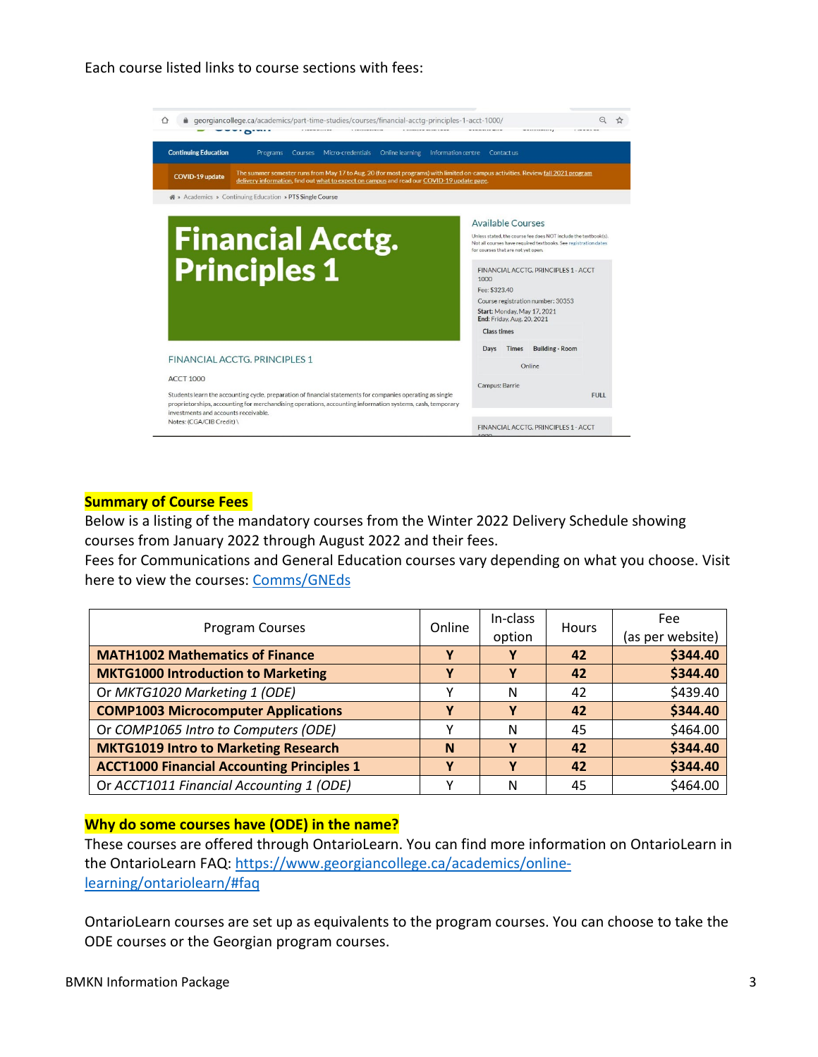Each course listed links to course sections with fees:

## Summary of Course Fees

Below is a listing of the mandatory courses from the Winter 2022 Delivery Schedule showing courses from January 2022 through August 2022 and their fees.

Fees for Communications and General Education courses vary depending on what you choose. Visit here to view the courses: Comms/GNEds

| Program Courses | Online | In-class option | Hours | Fee (as per website) |
|---|---|---|---|---|
| **MATH1002 Mathematics of Finance** | **Y** | **Y** | **42** | **$344.40** |
| **MKTG1000 Introduction to Marketing** | **Y** | **Y** | **42** | **$344.40** |
| Or *MKTG1020 Marketing 1 (ODE)* | Y | N | 42 | $439.40 |
| **COMP1003 Microcomputer Applications** | **Y** | **Y** | **42** | **$344.40** |
| Or *COMP1065 Intro to Computers (ODE)* | Y | N | 45 | $464.00 |
| **MKTG1019 Intro to Marketing Research** | **N** | **Y** | **42** | **$344.40** |
| **ACCT1000 Financial Accounting Principles 1** | **Y** | **Y** | **42** | **$344.40** |
| Or *ACCT1011 Financial Accounting 1 (ODE)* | Y | N | 45 | $464.00 |

## Why do some courses have (ODE) in the name?

These courses are offered through OntarioLearn. You can find more information on OntarioLearn in the OntarioLearn FAQ: https://www.georgiancollege.ca/academics/online-learning/ontariolearn/#faq

OntarioLearn courses are set up as equivalents to the program courses. You can choose to take the ODE courses or the Georgian program courses.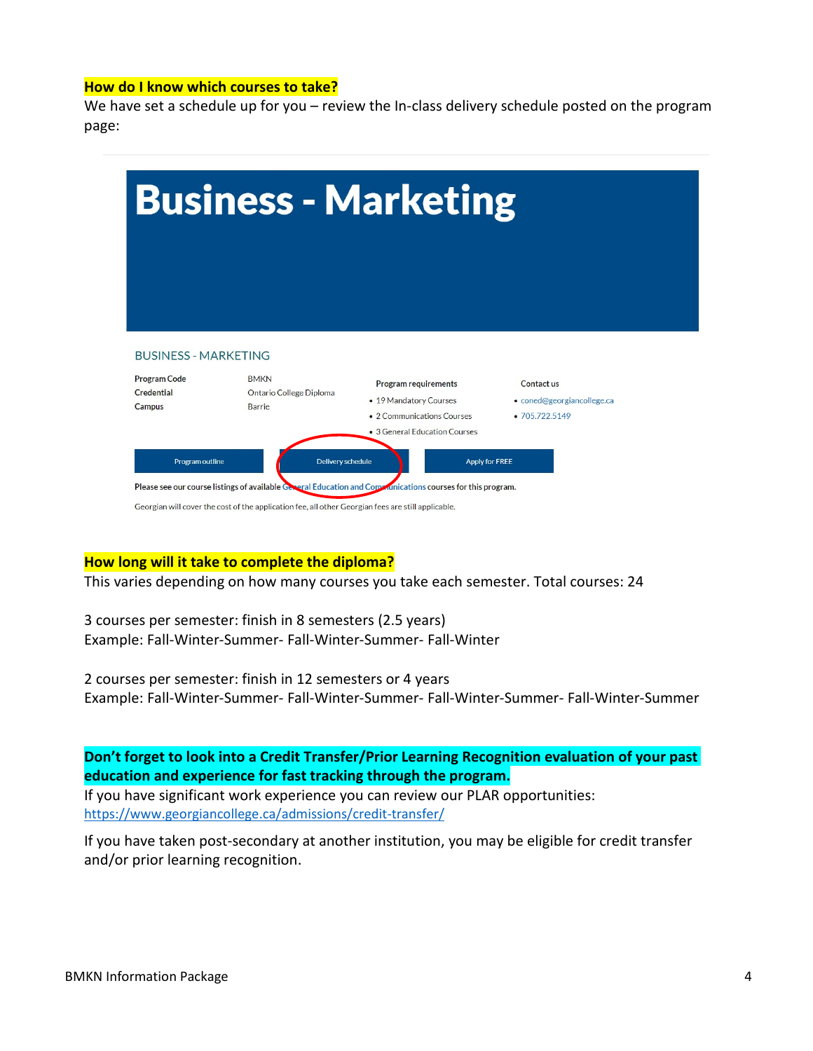**How do I know which courses to take?**

We have set a schedule up for you – review the In-class delivery schedule posted on the program page:

# Business - Marketing

BUSINESS - MARKETING

| | |
|---|---|
| Program Code | BMKN |
| Credential | Ontario College Diploma |
| Campus | Barrie |

Program requirements

- 19 Mandatory Courses
- 2 Communications Courses
- 3 General Education Courses

Contact us

- coned@georgiancollege.ca
- 705.722.5149

Program outline | Delivery schedule | Apply for FREE

Please see our course listings of available General Education and Communications courses for this program.

Georgian will cover the cost of the application fee, all other Georgian fees are still applicable.

**How long will it take to complete the diploma?**

This varies depending on how many courses you take each semester. Total courses: 24

3 courses per semester: finish in 8 semesters (2.5 years)
Example: Fall-Winter-Summer- Fall-Winter-Summer- Fall-Winter

2 courses per semester: finish in 12 semesters or 4 years
Example: Fall-Winter-Summer- Fall-Winter-Summer- Fall-Winter-Summer- Fall-Winter-Summer

**Don't forget to look into a Credit Transfer/Prior Learning Recognition evaluation of your past education and experience for fast tracking through the program.**

If you have significant work experience you can review our PLAR opportunities:
https://www.georgiancollege.ca/admissions/credit-transfer/

If you have taken post-secondary at another institution, you may be eligible for credit transfer and/or prior learning recognition.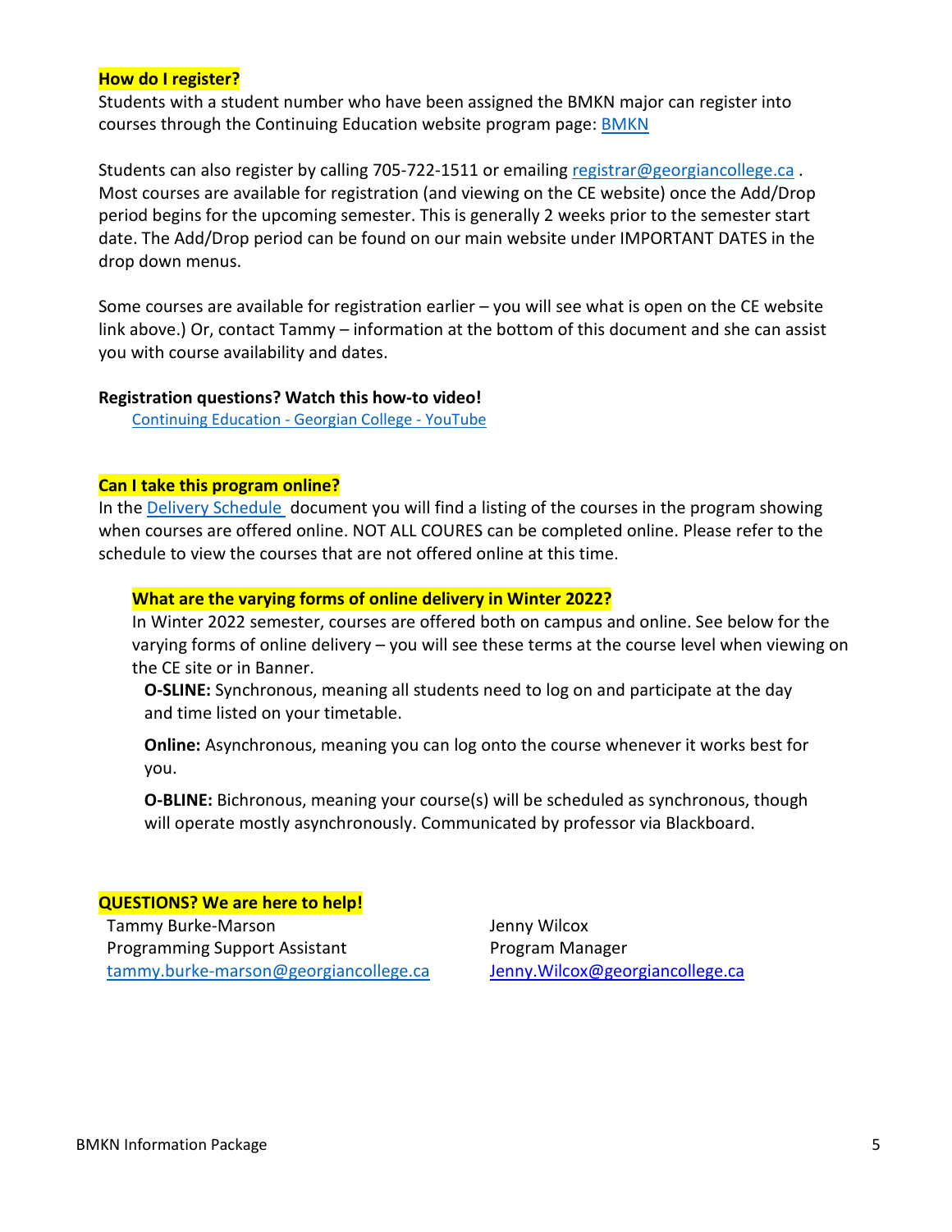## How do I register?

Students with a student number who have been assigned the BMKN major can register into courses through the Continuing Education website program page: BMKN

Students can also register by calling 705-722-1511 or emailing registrar@georgiancollege.ca . Most courses are available for registration (and viewing on the CE website) once the Add/Drop period begins for the upcoming semester. This is generally 2 weeks prior to the semester start date. The Add/Drop period can be found on our main website under IMPORTANT DATES in the drop down menus.

Some courses are available for registration earlier – you will see what is open on the CE website link above.) Or, contact Tammy – information at the bottom of this document and she can assist you with course availability and dates.

**Registration questions? Watch this how-to video!**

Continuing Education - Georgian College - YouTube

## Can I take this program online?

In the Delivery Schedule document you will find a listing of the courses in the program showing when courses are offered online. NOT ALL COURES can be completed online. Please refer to the schedule to view the courses that are not offered online at this time.

### What are the varying forms of online delivery in Winter 2022?

In Winter 2022 semester, courses are offered both on campus and online. See below for the varying forms of online delivery – you will see these terms at the course level when viewing on the CE site or in Banner.

**O-SLINE:** Synchronous, meaning all students need to log on and participate at the day and time listed on your timetable.

**Online:** Asynchronous, meaning you can log onto the course whenever it works best for you.

**O-BLINE:** Bichronous, meaning your course(s) will be scheduled as synchronous, though will operate mostly asynchronously. Communicated by professor via Blackboard.

## QUESTIONS? We are here to help!

Tammy Burke-Marson
Programming Support Assistant
tammy.burke-marson@georgiancollege.ca

Jenny Wilcox
Program Manager
Jenny.Wilcox@georgiancollege.ca